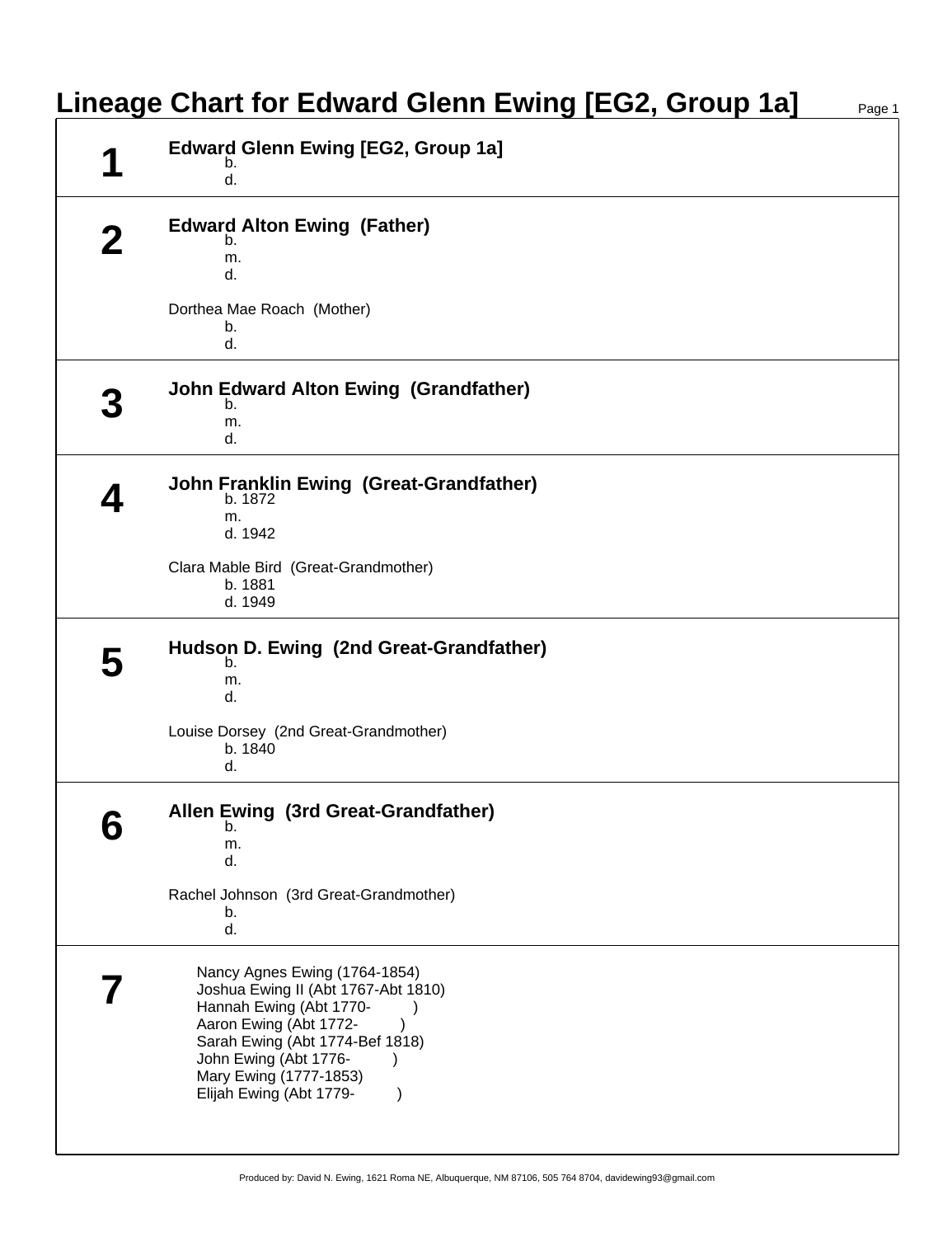# Lineage Chart for Edward Glenn Ewing [EG2, Group 1a]

## 1

**Edward Glenn Ewing [EG2, Group 1a]**

b.
d.

## 2

**Edward Alton Ewing (Father)**

b.
m.
d.

Dorthea Mae Roach (Mother)

b.
d.

## 3

**John Edward Alton Ewing (Grandfather)**

b.
m.
d.

## 4

**John Franklin Ewing (Great-Grandfather)**

b. 1872
m.
d. 1942

Clara Mable Bird (Great-Grandmother)

b. 1881
d. 1949

## 5

**Hudson D. Ewing (2nd Great-Grandfather)**

b.
m.
d.

Louise Dorsey (2nd Great-Grandmother)

b. 1840
d.

## 6

**Allen Ewing (3rd Great-Grandfather)**

b.
m.
d.

Rachel Johnson (3rd Great-Grandmother)

b.
d.

## 7

Nancy Agnes Ewing (1764-1854)
Joshua Ewing II (Abt 1767-Abt 1810)
Hannah Ewing (Abt 1770- )
Aaron Ewing (Abt 1772- )
Sarah Ewing (Abt 1774-Bef 1818)
John Ewing (Abt 1776- )
Mary Ewing (1777-1853)
Elijah Ewing (Abt 1779- )

Produced by: David N. Ewing, 1621 Roma NE, Albuquerque, NM 87106, 505 764 8704, davidewing93@gmail.com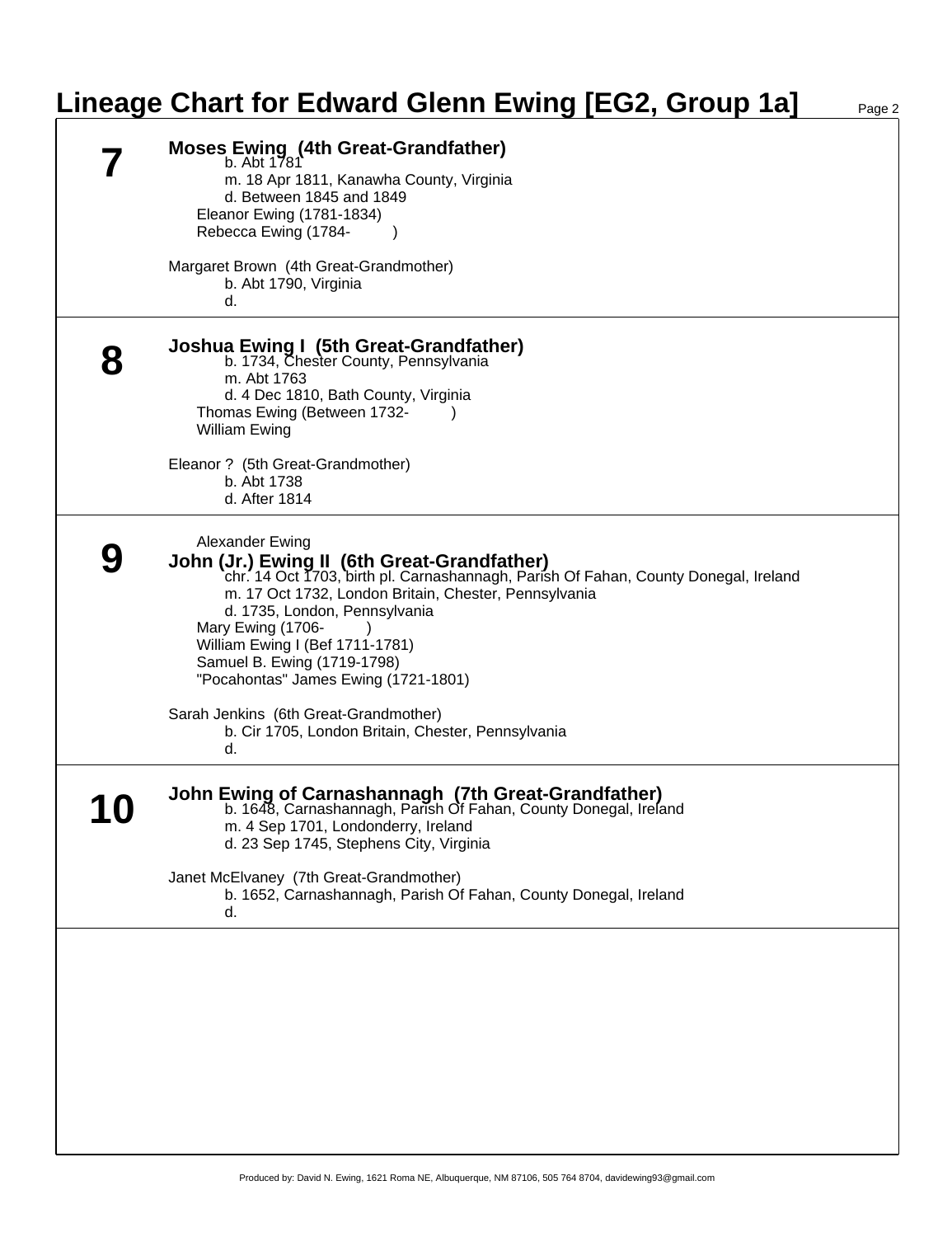# Lineage Chart for Edward Glenn Ewing [EG2, Group 1a]

## 7

**Moses Ewing (4th Great-Grandfather)**

b. Abt 1781
m. 18 Apr 1811, Kanawha County, Virginia
d. Between 1845 and 1849

Eleanor Ewing (1781-1834)
Rebecca Ewing (1784-        )

Margaret Brown (4th Great-Grandmother)

b. Abt 1790, Virginia
d.

## 8

**Joshua Ewing I (5th Great-Grandfather)**

b. 1734, Chester County, Pennsylvania
m. Abt 1763
d. 4 Dec 1810, Bath County, Virginia

Thomas Ewing (Between 1732-        )
William Ewing

Eleanor ? (5th Great-Grandmother)

b. Abt 1738
d. After 1814

## 9

Alexander Ewing

**John (Jr.) Ewing II (6th Great-Grandfather)**

chr. 14 Oct 1703, birth pl. Carnashannagh, Parish Of Fahan, County Donegal, Ireland
m. 17 Oct 1732, London Britain, Chester, Pennsylvania
d. 1735, London, Pennsylvania

Mary Ewing (1706-        )
William Ewing I (Bef 1711-1781)
Samuel B. Ewing (1719-1798)
"Pocahontas" James Ewing (1721-1801)

Sarah Jenkins (6th Great-Grandmother)

b. Cir 1705, London Britain, Chester, Pennsylvania
d.

## 10

**John Ewing of Carnashannagh (7th Great-Grandfather)**

b. 1648, Carnashannagh, Parish Of Fahan, County Donegal, Ireland
m. 4 Sep 1701, Londonderry, Ireland
d. 23 Sep 1745, Stephens City, Virginia

Janet McElvaney (7th Great-Grandmother)

b. 1652, Carnashannagh, Parish Of Fahan, County Donegal, Ireland
d.

Produced by: David N. Ewing, 1621 Roma NE, Albuquerque, NM 87106, 505 764 8704, davidewing93@gmail.com